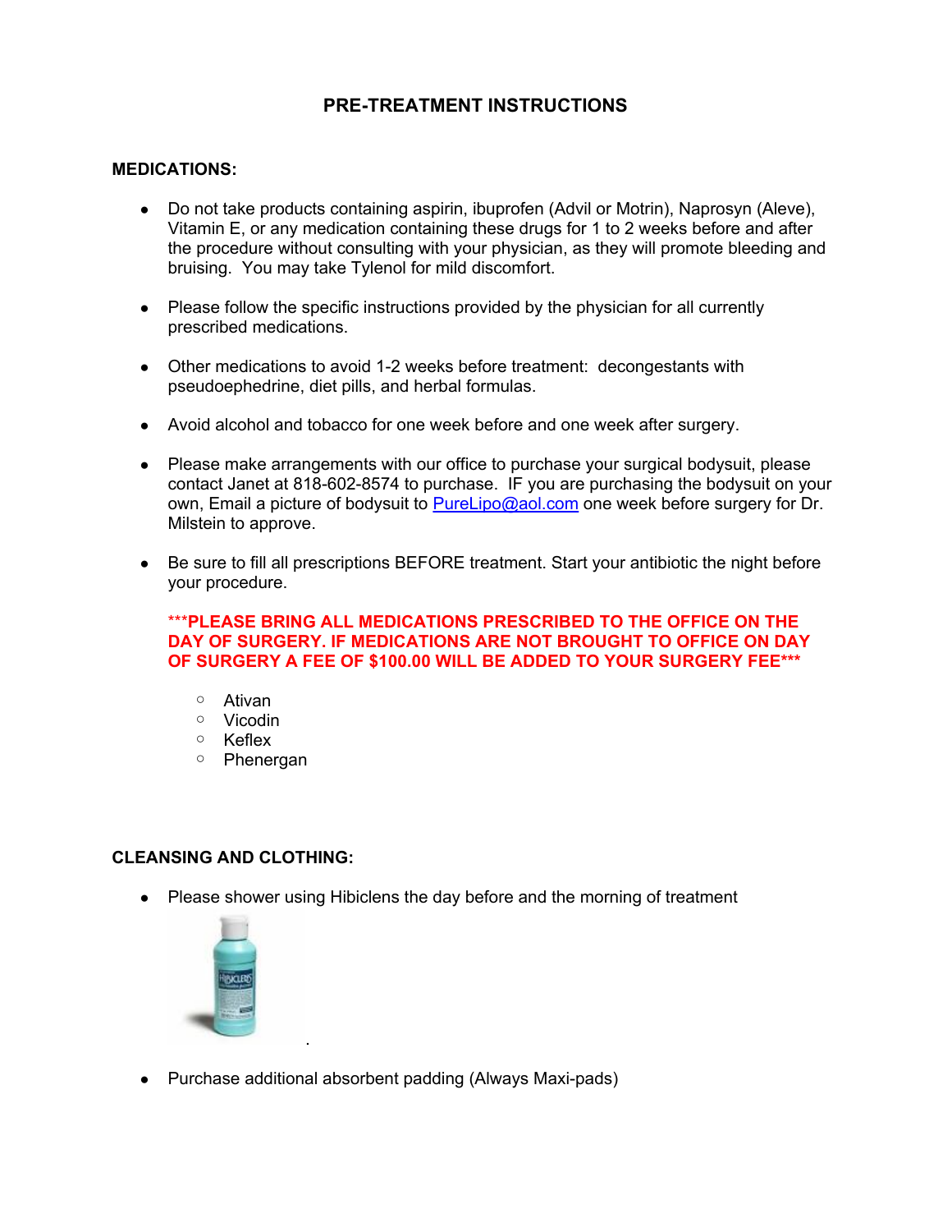# PRE-TREATMENT INSTRUCTIONS

## MEDICATIONS:

- Do not take products containing aspirin, ibuprofen (Advil or Motrin), Naprosyn (Aleve), Vitamin E, or any medication containing these drugs for 1 to 2 weeks before and after the procedure without consulting with your physician, as they will promote bleeding and bruising. You may take Tylenol for mild discomfort.

- Please follow the specific instructions provided by the physician for all currently prescribed medications.

- Other medications to avoid 1-2 weeks before treatment: decongestants with pseudoephedrine, diet pills, and herbal formulas.

- Avoid alcohol and tobacco for one week before and one week after surgery.

- Please make arrangements with our office to purchase your surgical bodysuit, please contact Janet at 818-602-8574 to purchase. IF you are purchasing the bodysuit on your own, Email a picture of bodysuit to PureLipo@aol.com one week before surgery for Dr. Milstein to approve.

- Be sure to fill all prescriptions BEFORE treatment. Start your antibiotic the night before your procedure.

  **\*\*\*PLEASE BRING ALL MEDICATIONS PRESCRIBED TO THE OFFICE ON THE DAY OF SURGERY. IF MEDICATIONS ARE NOT BROUGHT TO OFFICE ON DAY OF SURGERY A FEE OF $100.00 WILL BE ADDED TO YOUR SURGERY FEE\*\*\***

  - Ativan
  - Vicodin
  - Keflex
  - Phenergan

## CLEANSING AND CLOTHING:

- Please shower using Hibiclens the day before and the morning of treatment

- Purchase additional absorbent padding (Always Maxi-pads)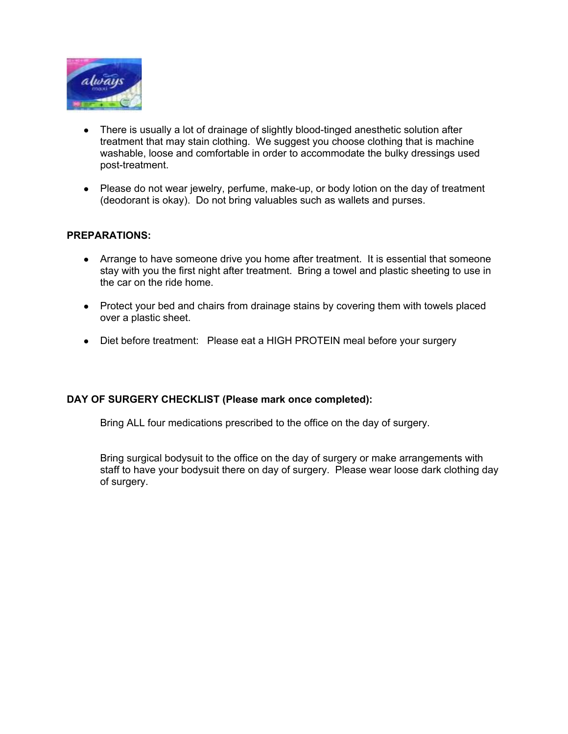- There is usually a lot of drainage of slightly blood-tinged anesthetic solution after treatment that may stain clothing. We suggest you choose clothing that is machine washable, loose and comfortable in order to accommodate the bulky dressings used post-treatment.

- Please do not wear jewelry, perfume, make-up, or body lotion on the day of treatment (deodorant is okay). Do not bring valuables such as wallets and purses.

**PREPARATIONS:**

- Arrange to have someone drive you home after treatment. It is essential that someone stay with you the first night after treatment. Bring a towel and plastic sheeting to use in the car on the ride home.

- Protect your bed and chairs from drainage stains by covering them with towels placed over a plastic sheet.

- Diet before treatment: Please eat a HIGH PROTEIN meal before your surgery

**DAY OF SURGERY CHECKLIST (Please mark once completed):**

Bring ALL four medications prescribed to the office on the day of surgery.

Bring surgical bodysuit to the office on the day of surgery or make arrangements with staff to have your bodysuit there on day of surgery. Please wear loose dark clothing day of surgery.